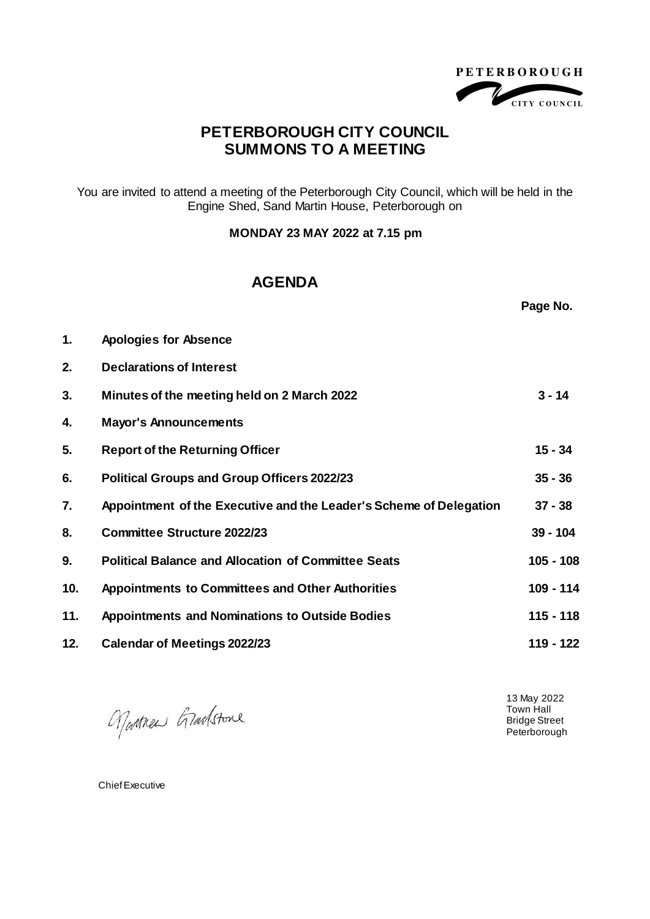PETERBOROUGH CITY COUNCIL

# PETERBOROUGH CITY COUNCIL
# SUMMONS TO A MEETING

You are invited to attend a meeting of the Peterborough City Council, which will be held in the Engine Shed, Sand Martin House, Peterborough on

**MONDAY 23 MAY 2022 at 7.15 pm**

## AGENDA

| | | Page No. |
|---|---|---|
| **1.** | **Apologies for Absence** | |
| **2.** | **Declarations of Interest** | |
| **3.** | **Minutes of the meeting held on 2 March 2022** | **3 - 14** |
| **4.** | **Mayor's Announcements** | |
| **5.** | **Report of the Returning Officer** | **15 - 34** |
| **6.** | **Political Groups and Group Officers 2022/23** | **35 - 36** |
| **7.** | **Appointment of the Executive and the Leader's Scheme of Delegation** | **37 - 38** |
| **8.** | **Committee Structure 2022/23** | **39 - 104** |
| **9.** | **Political Balance and Allocation of Committee Seats** | **105 - 108** |
| **10.** | **Appointments to Committees and Other Authorities** | **109 - 114** |
| **11.** | **Appointments and Nominations to Outside Bodies** | **115 - 118** |
| **12.** | **Calendar of Meetings 2022/23** | **119 - 122** |

Matthew Gladstone

Chief Executive

13 May 2022
Town Hall
Bridge Street
Peterborough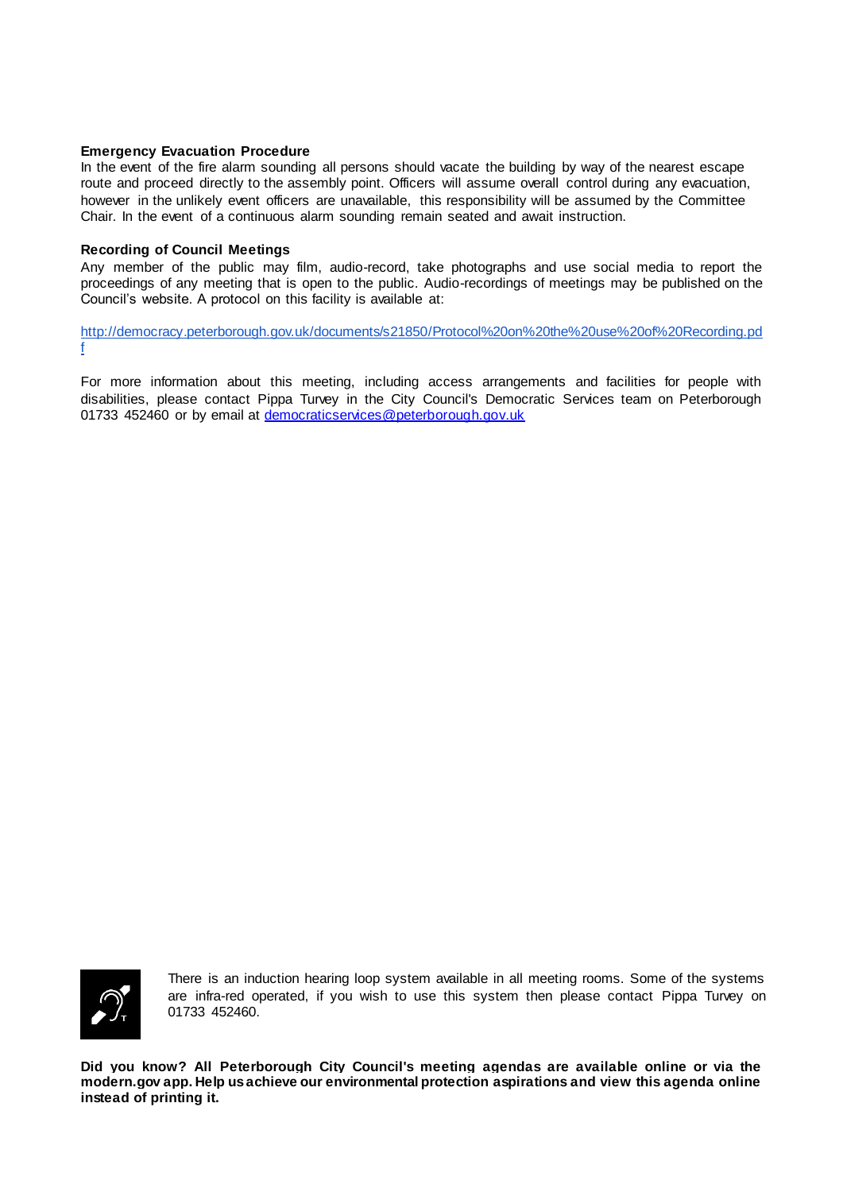**Emergency Evacuation Procedure**
In the event of the fire alarm sounding all persons should vacate the building by way of the nearest escape route and proceed directly to the assembly point. Officers will assume overall control during any evacuation, however in the unlikely event officers are unavailable, this responsibility will be assumed by the Committee Chair. In the event of a continuous alarm sounding remain seated and await instruction.

**Recording of Council Meetings**
Any member of the public may film, audio-record, take photographs and use social media to report the proceedings of any meeting that is open to the public. Audio-recordings of meetings may be published on the Council's website. A protocol on this facility is available at:

http://democracy.peterborough.gov.uk/documents/s21850/Protocol%20on%20the%20use%20of%20Recording.pdf

For more information about this meeting, including access arrangements and facilities for people with disabilities, please contact Pippa Turvey in the City Council's Democratic Services team on Peterborough 01733 452460 or by email at democraticservices@peterborough.gov.uk

There is an induction hearing loop system available in all meeting rooms. Some of the systems are infra-red operated, if you wish to use this system then please contact Pippa Turvey on 01733 452460.

**Did you know? All Peterborough City Council's meeting agendas are available online or via the modern.gov app. Help us achieve our environmental protection aspirations and view this agenda online instead of printing it.**